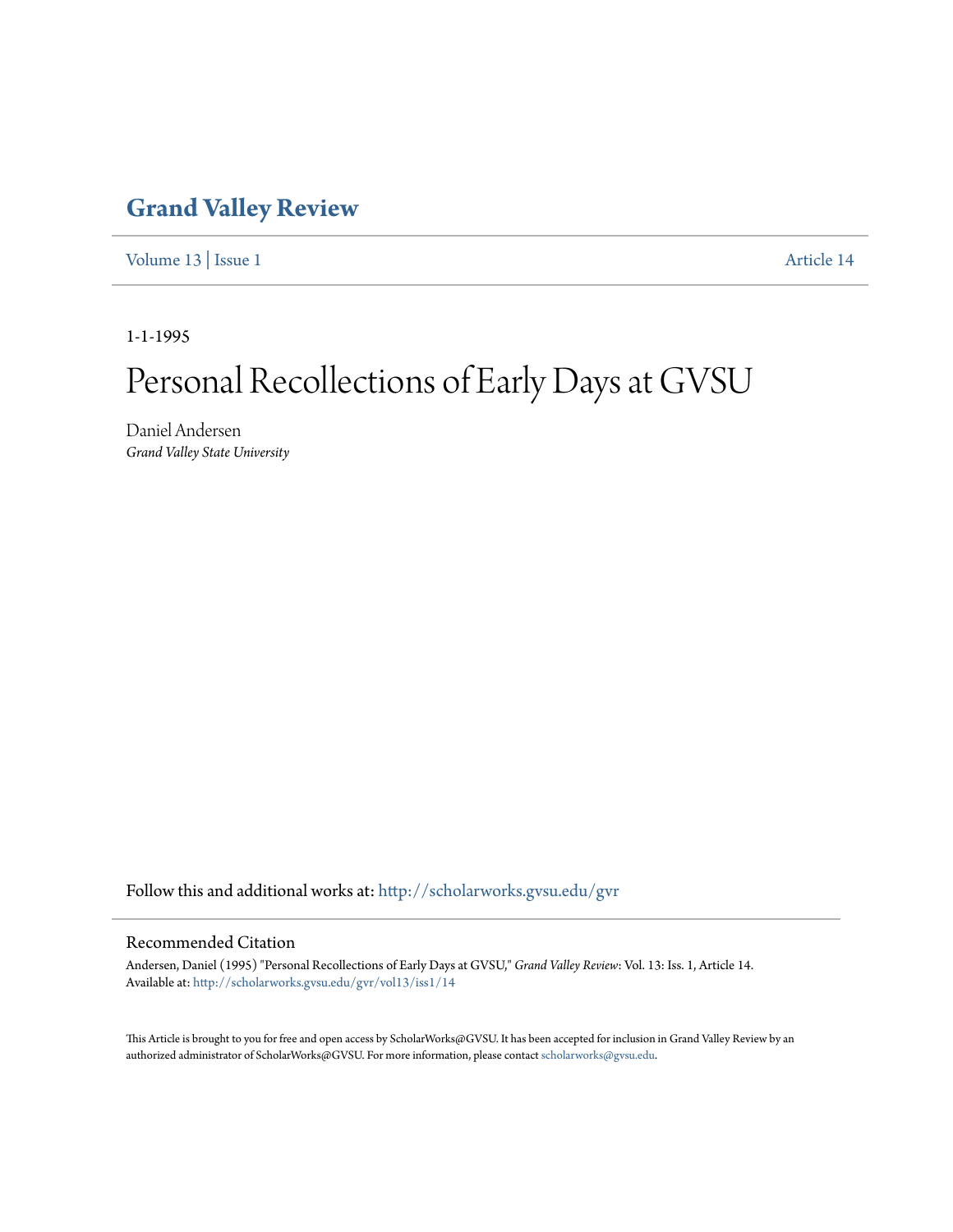# Grand Valley Review

Volume 13 | Issue 1 Article 14

1-1-1995

# Personal Recollections of Early Days at GVSU

Daniel Andersen
*Grand Valley State University*

Follow this and additional works at: http://scholarworks.gvsu.edu/gvr

## Recommended Citation

Andersen, Daniel (1995) "Personal Recollections of Early Days at GVSU," *Grand Valley Review*: Vol. 13: Iss. 1, Article 14.
Available at: http://scholarworks.gvsu.edu/gvr/vol13/iss1/14

This Article is brought to you for free and open access by ScholarWorks@GVSU. It has been accepted for inclusion in Grand Valley Review by an authorized administrator of ScholarWorks@GVSU. For more information, please contact scholarworks@gvsu.edu.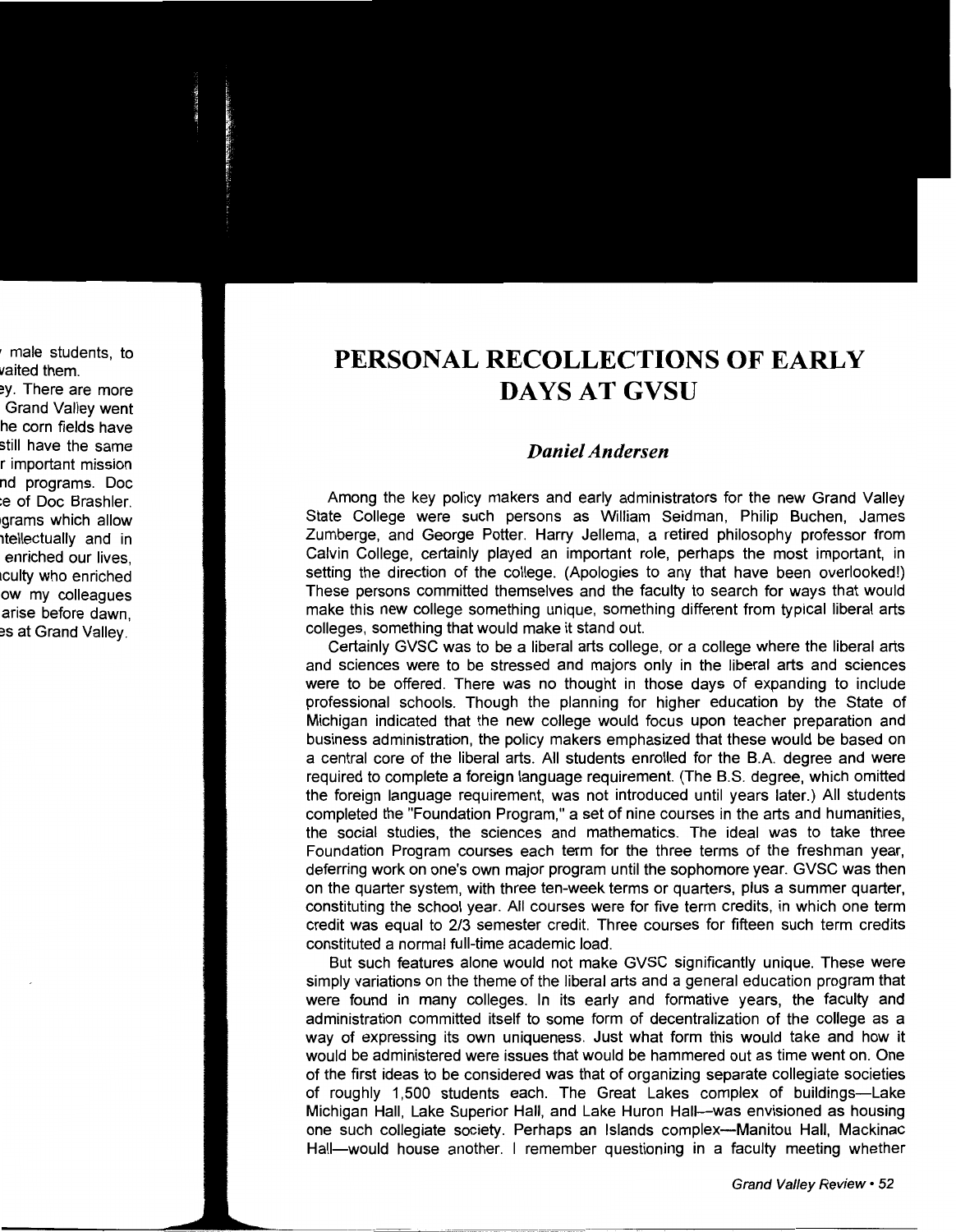# PERSONAL RECOLLECTIONS OF EARLY DAYS AT GVSU

### *Daniel Andersen*

Among the key policy makers and early administrators for the new Grand Valley State College were such persons as William Seidman, Philip Buchen, James Zumberge, and George Potter. Harry Jellema, a retired philosophy professor from Calvin College, certainly played an important role, perhaps the most important, in setting the direction of the college. (Apologies to any that have been overlooked!) These persons committed themselves and the faculty to search for ways that would make this new college something unique, something different from typical liberal arts colleges, something that would make it stand out.

Certainly GVSC was to be a liberal arts college, or a college where the liberal arts and sciences were to be stressed and majors only in the liberal arts and sciences were to be offered. There was no thought in those days of expanding to include professional schools. Though the planning for higher education by the State of Michigan indicated that the new college would focus upon teacher preparation and business administration, the policy makers emphasized that these would be based on a central core of the liberal arts. All students enrolled for the B.A. degree and were required to complete a foreign language requirement. (The B.S. degree, which omitted the foreign language requirement, was not introduced until years later.) All students completed the "Foundation Program," a set of nine courses in the arts and humanities, the social studies, the sciences and mathematics. The ideal was to take three Foundation Program courses each term for the three terms of the freshman year, deferring work on one's own major program until the sophomore year. GVSC was then on the quarter system, with three ten-week terms or quarters, plus a summer quarter, constituting the school year. All courses were for five term credits, in which one term credit was equal to 2/3 semester credit. Three courses for fifteen such term credits constituted a normal full-time academic load.

But such features alone would not make GVSC significantly unique. These were simply variations on the theme of the liberal arts and a general education program that were found in many colleges. In its early and formative years, the faculty and administration committed itself to some form of decentralization of the college as a way of expressing its own uniqueness. Just what form this would take and how it would be administered were issues that would be hammered out as time went on. One of the first ideas to be considered was that of organizing separate collegiate societies of roughly 1,500 students each. The Great Lakes complex of buildings—Lake Michigan Hall, Lake Superior Hall, and Lake Huron Hall—was envisioned as housing one such collegiate society. Perhaps an Islands complex—Manitou Hall, Mackinac Hall—would house another. I remember questioning in a faculty meeting whether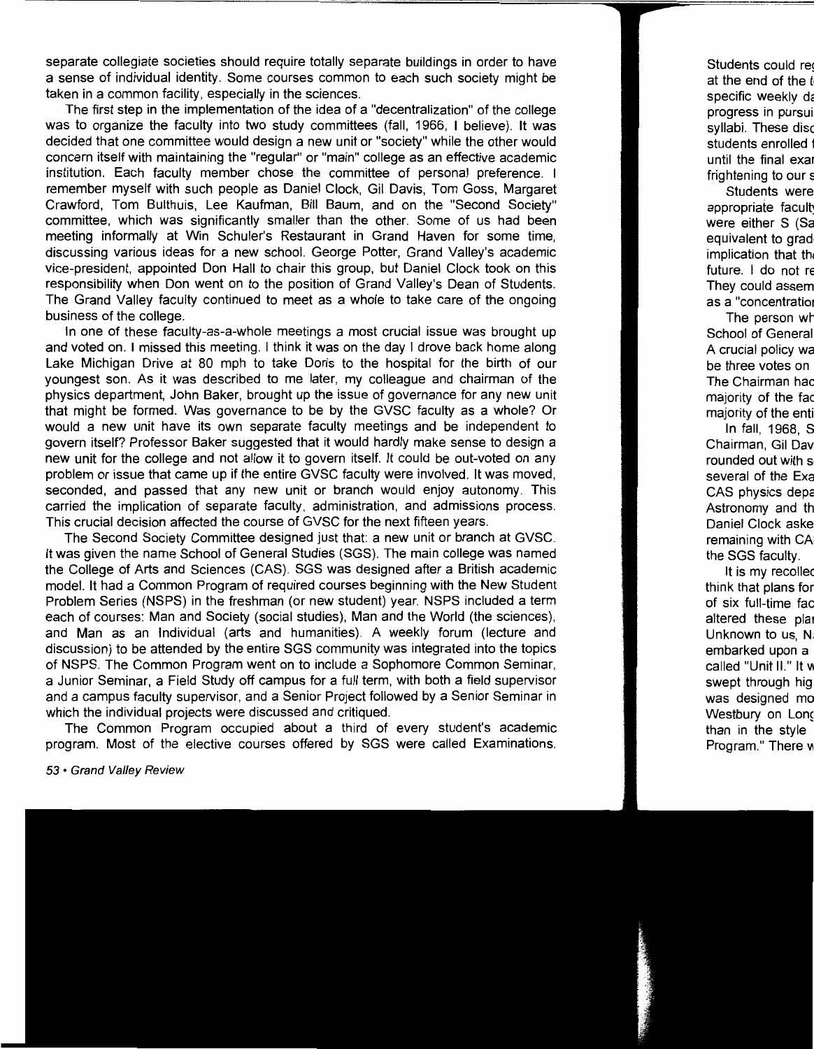separate collegiate societies should require totally separate buildings in order to have a sense of individual identity. Some courses common to each such society might be taken in a common facility, especially in the sciences.

The first step in the implementation of the idea of a "decentralization" of the college was to organize the faculty into two study committees (fall, 1966, I believe). It was decided that one committee would design a new unit or "society" while the other would concern itself with maintaining the "regular" or "main" college as an effective academic institution. Each faculty member chose the committee of personal preference. I remember myself with such people as Daniel Clock, Gil Davis, Tom Goss, Margaret Crawford, Tom Bulthuis, Lee Kaufman, Bill Baum, and on the "Second Society" committee, which was significantly smaller than the other. Some of us had been meeting informally at Win Schuler's Restaurant in Grand Haven for some time, discussing various ideas for a new school. George Potter, Grand Valley's academic vice-president, appointed Don Hall to chair this group, but Daniel Clock took on this responsibility when Don went on to the position of Grand Valley's Dean of Students. The Grand Valley faculty continued to meet as a whole to take care of the ongoing business of the college.

In one of these faculty-as-a-whole meetings a most crucial issue was brought up and voted on. I missed this meeting. I think it was on the day I drove back home along Lake Michigan Drive at 80 mph to take Doris to the hospital for the birth of our youngest son. As it was described to me later, my colleague and chairman of the physics department, John Baker, brought up the issue of governance for any new unit that might be formed. Was governance to be by the GVSC faculty as a whole? Or would a new unit have its own separate faculty meetings and be independent to govern itself? Professor Baker suggested that it would hardly make sense to design a new unit for the college and not allow it to govern itself. It could be out-voted on any problem or issue that came up if the entire GVSC faculty were involved. It was moved, seconded, and passed that any new unit or branch would enjoy autonomy. This carried the implication of separate faculty, administration, and admissions process. This crucial decision affected the course of GVSC for the next fifteen years.

The Second Society Committee designed just that: a new unit or branch at GVSC. It was given the name School of General Studies (SGS). The main college was named the College of Arts and Sciences (CAS). SGS was designed after a British academic model. It had a Common Program of required courses beginning with the New Student Problem Series (NSPS) in the freshman (or new student) year. NSPS included a term each of courses: Man and Society (social studies), Man and the World (the sciences), and Man as an Individual (arts and humanities). A weekly forum (lecture and discussion) to be attended by the entire SGS community was integrated into the topics of NSPS. The Common Program went on to include a Sophomore Common Seminar, a Junior Seminar, a Field Study off campus for a full term, with both a field supervisor and a campus faculty supervisor, and a Senior Project followed by a Senior Seminar in which the individual projects were discussed and critiqued.

The Common Program occupied about a third of every student's academic program. Most of the elective courses offered by SGS were called Examinations.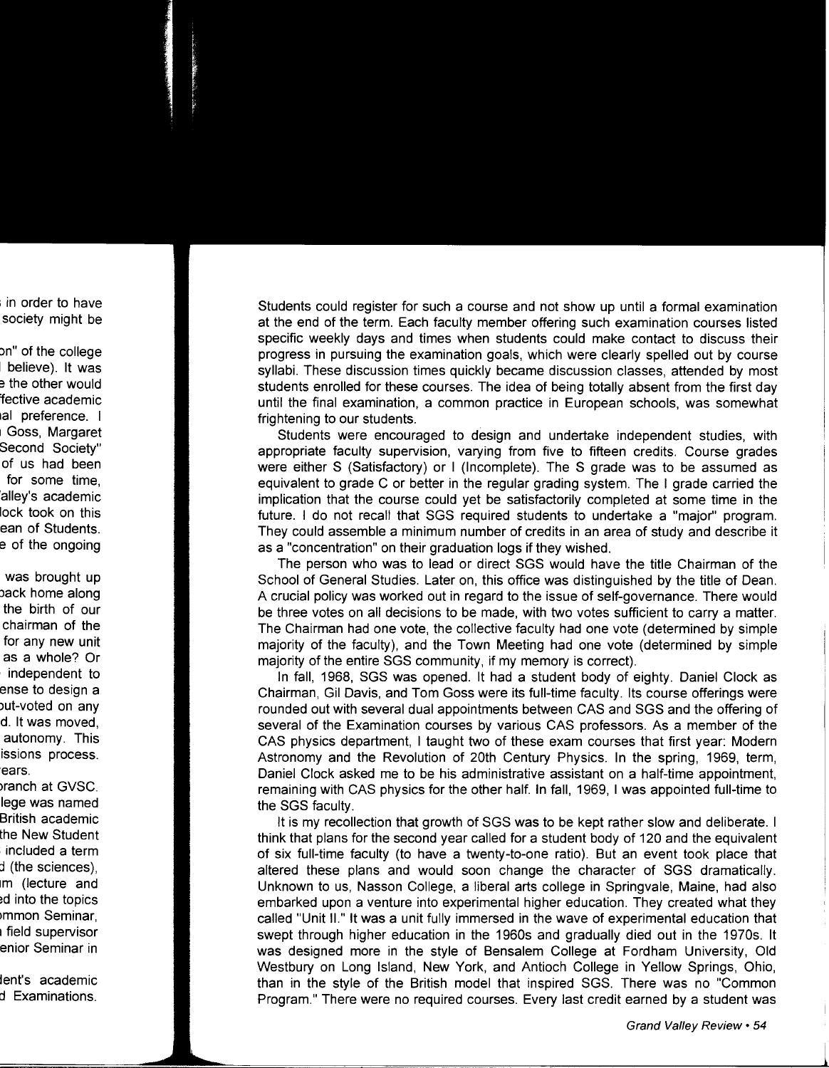Students could register for such a course and not show up until a formal examination at the end of the term. Each faculty member offering such examination courses listed specific weekly days and times when students could make contact to discuss their progress in pursuing the examination goals, which were clearly spelled out by course syllabi. These discussion times quickly became discussion classes, attended by most students enrolled for these courses. The idea of being totally absent from the first day until the final examination, a common practice in European schools, was somewhat frightening to our students.

Students were encouraged to design and undertake independent studies, with appropriate faculty supervision, varying from five to fifteen credits. Course grades were either S (Satisfactory) or I (Incomplete). The S grade was to be assumed as equivalent to grade C or better in the regular grading system. The I grade carried the implication that the course could yet be satisfactorily completed at some time in the future. I do not recall that SGS required students to undertake a "major" program. They could assemble a minimum number of credits in an area of study and describe it as a "concentration" on their graduation logs if they wished.

The person who was to lead or direct SGS would have the title Chairman of the School of General Studies. Later on, this office was distinguished by the title of Dean. A crucial policy was worked out in regard to the issue of self-governance. There would be three votes on all decisions to be made, with two votes sufficient to carry a matter. The Chairman had one vote, the collective faculty had one vote (determined by simple majority of the faculty), and the Town Meeting had one vote (determined by simple majority of the entire SGS community, if my memory is correct).

In fall, 1968, SGS was opened. It had a student body of eighty. Daniel Clock as Chairman, Gil Davis, and Tom Goss were its full-time faculty. Its course offerings were rounded out with several dual appointments between CAS and SGS and the offering of several of the Examination courses by various CAS professors. As a member of the CAS physics department, I taught two of these exam courses that first year: Modern Astronomy and the Revolution of 20th Century Physics. In the spring, 1969, term, Daniel Clock asked me to be his administrative assistant on a half-time appointment, remaining with CAS physics for the other half. In fall, 1969, I was appointed full-time to the SGS faculty.

It is my recollection that growth of SGS was to be kept rather slow and deliberate. I think that plans for the second year called for a student body of 120 and the equivalent of six full-time faculty (to have a twenty-to-one ratio). But an event took place that altered these plans and would soon change the character of SGS dramatically. Unknown to us, Nasson College, a liberal arts college in Springvale, Maine, had also embarked upon a venture into experimental higher education. They created what they called "Unit II." It was a unit fully immersed in the wave of experimental education that swept through higher education in the 1960s and gradually died out in the 1970s. It was designed more in the style of Bensalem College at Fordham University, Old Westbury on Long Island, New York, and Antioch College in Yellow Springs, Ohio, than in the style of the British model that inspired SGS. There was no "Common Program." There were no required courses. Every last credit earned by a student was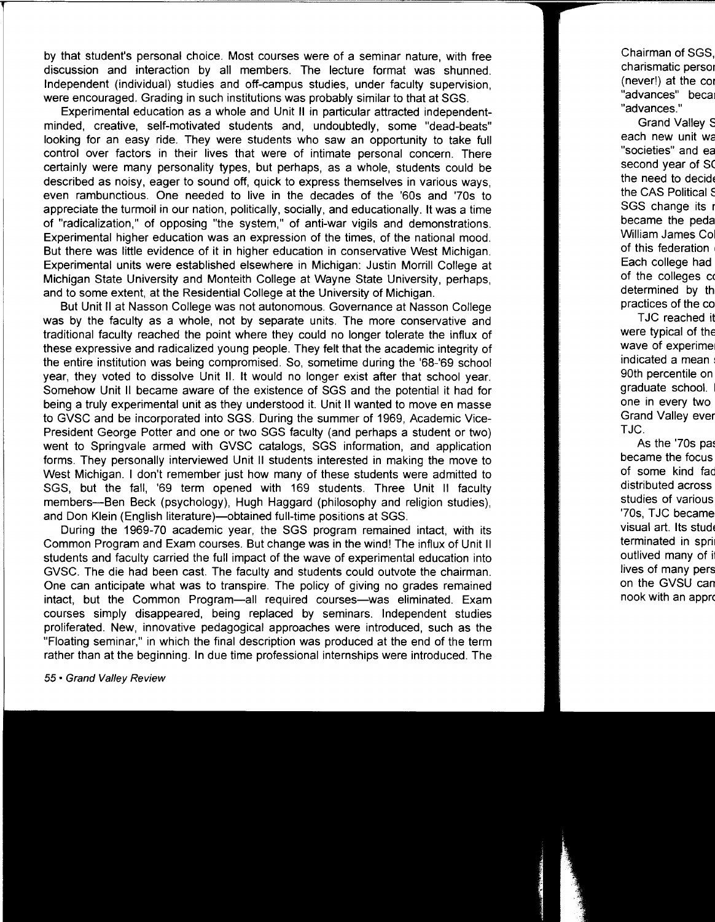by that student's personal choice. Most courses were of a seminar nature, with free discussion and interaction by all members. The lecture format was shunned. Independent (individual) studies and off-campus studies, under faculty supervision, were encouraged. Grading in such institutions was probably similar to that at SGS.

Experimental education as a whole and Unit II in particular attracted independent-minded, creative, self-motivated students and, undoubtedly, some "dead-beats" looking for an easy ride. They were students who saw an opportunity to take full control over factors in their lives that were of intimate personal concern. There certainly were many personality types, but perhaps, as a whole, students could be described as noisy, eager to sound off, quick to express themselves in various ways, even rambunctious. One needed to live in the decades of the '60s and '70s to appreciate the turmoil in our nation, politically, socially, and educationally. It was a time of "radicalization," of opposing "the system," of anti-war vigils and demonstrations. Experimental higher education was an expression of the times, of the national mood. But there was little evidence of it in higher education in conservative West Michigan. Experimental units were established elsewhere in Michigan: Justin Morrill College at Michigan State University and Monteith College at Wayne State University, perhaps, and to some extent, at the Residential College at the University of Michigan.

But Unit II at Nasson College was not autonomous. Governance at Nasson College was by the faculty as a whole, not by separate units. The more conservative and traditional faculty reached the point where they could no longer tolerate the influx of these expressive and radicalized young people. They felt that the academic integrity of the entire institution was being compromised. So, sometime during the '68-'69 school year, they voted to dissolve Unit II. It would no longer exist after that school year. Somehow Unit II became aware of the existence of SGS and the potential it had for being a truly experimental unit as they understood it. Unit II wanted to move en masse to GVSC and be incorporated into SGS. During the summer of 1969, Academic Vice-President George Potter and one or two SGS faculty (and perhaps a student or two) went to Springvale armed with GVSC catalogs, SGS information, and application forms. They personally interviewed Unit II students interested in making the move to West Michigan. I don't remember just how many of these students were admitted to SGS, but the fall, '69 term opened with 169 students. Three Unit II faculty members—Ben Beck (psychology), Hugh Haggard (philosophy and religion studies), and Don Klein (English literature)—obtained full-time positions at SGS.

During the 1969-70 academic year, the SGS program remained intact, with its Common Program and Exam courses. But change was in the wind! The influx of Unit II students and faculty carried the full impact of the wave of experimental education into GVSC. The die had been cast. The faculty and students could outvote the chairman. One can anticipate what was to transpire. The policy of giving no grades remained intact, but the Common Program—all required courses—was eliminated. Exam courses simply disappeared, being replaced by seminars. Independent studies proliferated. New, innovative pedagogical approaches were introduced, such as the "Floating seminar," in which the final description was produced at the end of the term rather than at the beginning. In due time professional internships were introduced. The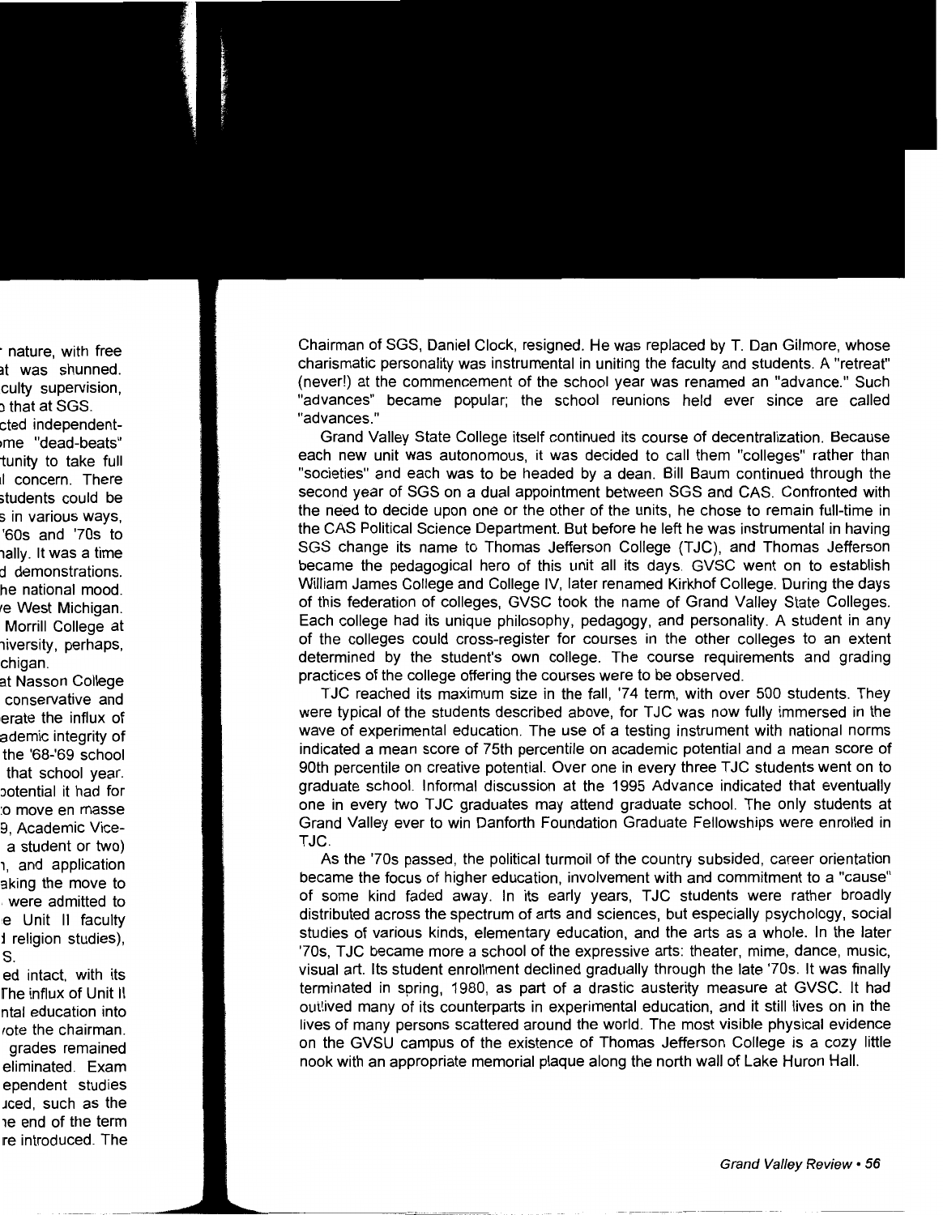Chairman of SGS, Daniel Clock, resigned. He was replaced by T. Dan Gilmore, whose charismatic personality was instrumental in uniting the faculty and students. A "retreat" (never!) at the commencement of the school year was renamed an "advance." Such "advances" became popular; the school reunions held ever since are called "advances."

Grand Valley State College itself continued its course of decentralization. Because each new unit was autonomous, it was decided to call them "colleges" rather than "societies" and each was to be headed by a dean. Bill Baum continued through the second year of SGS on a dual appointment between SGS and CAS. Confronted with the need to decide upon one or the other of the units, he chose to remain full-time in the CAS Political Science Department. But before he left he was instrumental in having SGS change its name to Thomas Jefferson College (TJC), and Thomas Jefferson became the pedagogical hero of this unit all its days. GVSC went on to establish William James College and College IV, later renamed Kirkhof College. During the days of this federation of colleges, GVSC took the name of Grand Valley State Colleges. Each college had its unique philosophy, pedagogy, and personality. A student in any of the colleges could cross-register for courses in the other colleges to an extent determined by the student's own college. The course requirements and grading practices of the college offering the courses were to be observed.

TJC reached its maximum size in the fall, '74 term, with over 500 students. They were typical of the students described above, for TJC was now fully immersed in the wave of experimental education. The use of a testing instrument with national norms indicated a mean score of 75th percentile on academic potential and a mean score of 90th percentile on creative potential. Over one in every three TJC students went on to graduate school. Informal discussion at the 1995 Advance indicated that eventually one in every two TJC graduates may attend graduate school. The only students at Grand Valley ever to win Danforth Foundation Graduate Fellowships were enrolled in TJC.

As the '70s passed, the political turmoil of the country subsided, career orientation became the focus of higher education, involvement with and commitment to a "cause" of some kind faded away. In its early years, TJC students were rather broadly distributed across the spectrum of arts and sciences, but especially psychology, social studies of various kinds, elementary education, and the arts as a whole. In the later '70s, TJC became more a school of the expressive arts: theater, mime, dance, music, visual art. Its student enrollment declined gradually through the late '70s. It was finally terminated in spring, 1980, as part of a drastic austerity measure at GVSC. It had outlived many of its counterparts in experimental education, and it still lives on in the lives of many persons scattered around the world. The most visible physical evidence on the GVSU campus of the existence of Thomas Jefferson College is a cozy little nook with an appropriate memorial plaque along the north wall of Lake Huron Hall.